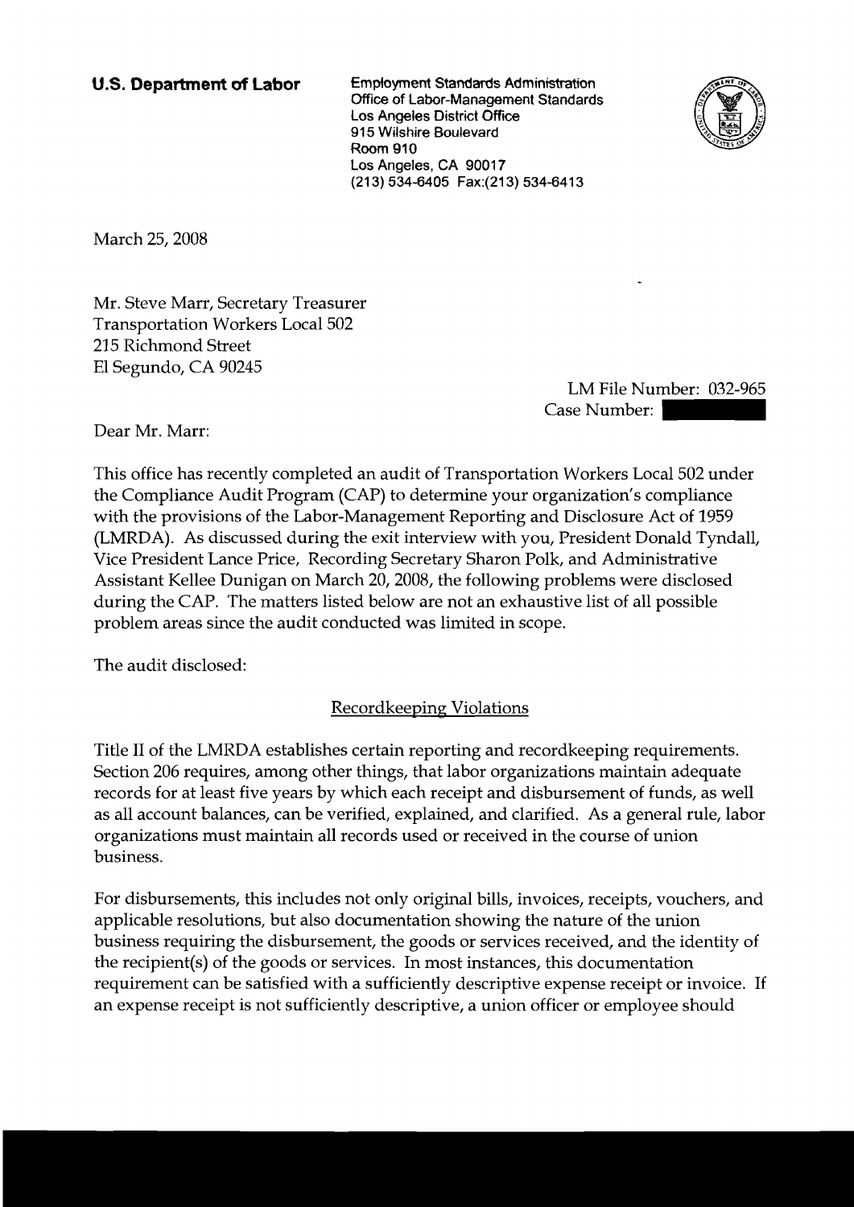**U.S. Department of Labor**

Employment Standards Administration
Office of Labor-Management Standards
Los Angeles District Office
915 Wilshire Boulevard
Room 910
Los Angeles, CA 90017
(213) 534-6405 Fax:(213) 534-6413

March 25, 2008

Mr. Steve Marr, Secretary Treasurer
Transportation Workers Local 502
215 Richmond Street
El Segundo, CA 90245

LM File Number: 032-965
Case Number:

Dear Mr. Marr:

This office has recently completed an audit of Transportation Workers Local 502 under the Compliance Audit Program (CAP) to determine your organization's compliance with the provisions of the Labor-Management Reporting and Disclosure Act of 1959 (LMRDA). As discussed during the exit interview with you, President Donald Tyndall, Vice President Lance Price, Recording Secretary Sharon Polk, and Administrative Assistant Kellee Dunigan on March 20, 2008, the following problems were disclosed during the CAP. The matters listed below are not an exhaustive list of all possible problem areas since the audit conducted was limited in scope.

The audit disclosed:

## Recordkeeping Violations

Title II of the LMRDA establishes certain reporting and recordkeeping requirements. Section 206 requires, among other things, that labor organizations maintain adequate records for at least five years by which each receipt and disbursement of funds, as well as all account balances, can be verified, explained, and clarified. As a general rule, labor organizations must maintain all records used or received in the course of union business.

For disbursements, this includes not only original bills, invoices, receipts, vouchers, and applicable resolutions, but also documentation showing the nature of the union business requiring the disbursement, the goods or services received, and the identity of the recipient(s) of the goods or services. In most instances, this documentation requirement can be satisfied with a sufficiently descriptive expense receipt or invoice. If an expense receipt is not sufficiently descriptive, a union officer or employee should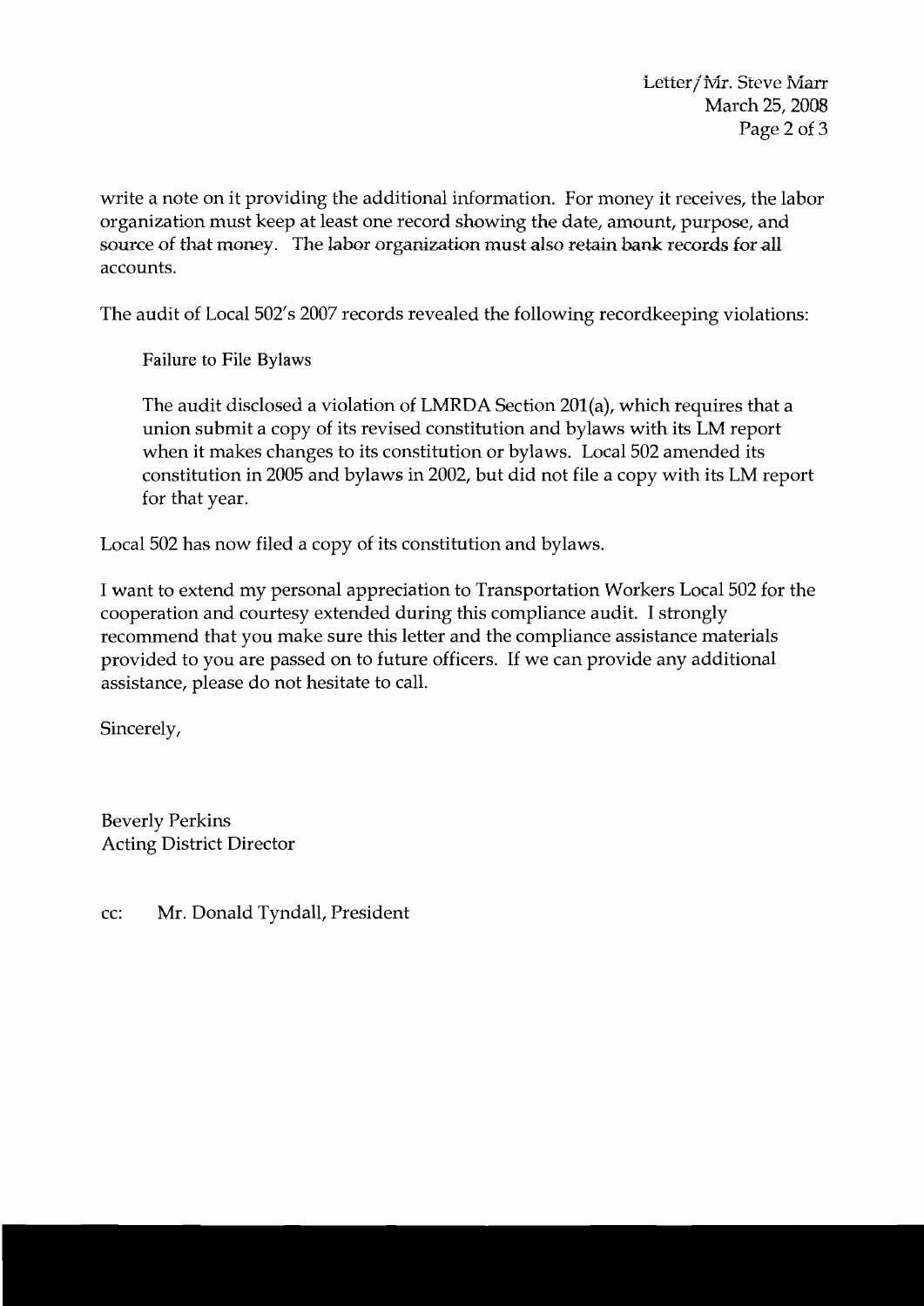write a note on it providing the additional information. For money it receives, the labor organization must keep at least one record showing the date, amount, purpose, and source of that money. The labor organization must also retain bank records for all accounts.

The audit of Local 502's 2007 records revealed the following recordkeeping violations:

Failure to File Bylaws

The audit disclosed a violation of LMRDA Section 201(a), which requires that a union submit a copy of its revised constitution and bylaws with its LM report when it makes changes to its constitution or bylaws. Local 502 amended its constitution in 2005 and bylaws in 2002, but did not file a copy with its LM report for that year.

Local 502 has now filed a copy of its constitution and bylaws.

I want to extend my personal appreciation to Transportation Workers Local 502 for the cooperation and courtesy extended during this compliance audit. I strongly recommend that you make sure this letter and the compliance assistance materials provided to you are passed on to future officers. If we can provide any additional assistance, please do not hesitate to call.

Sincerely,

Beverly Perkins
Acting District Director

cc: Mr. Donald Tyndall, President